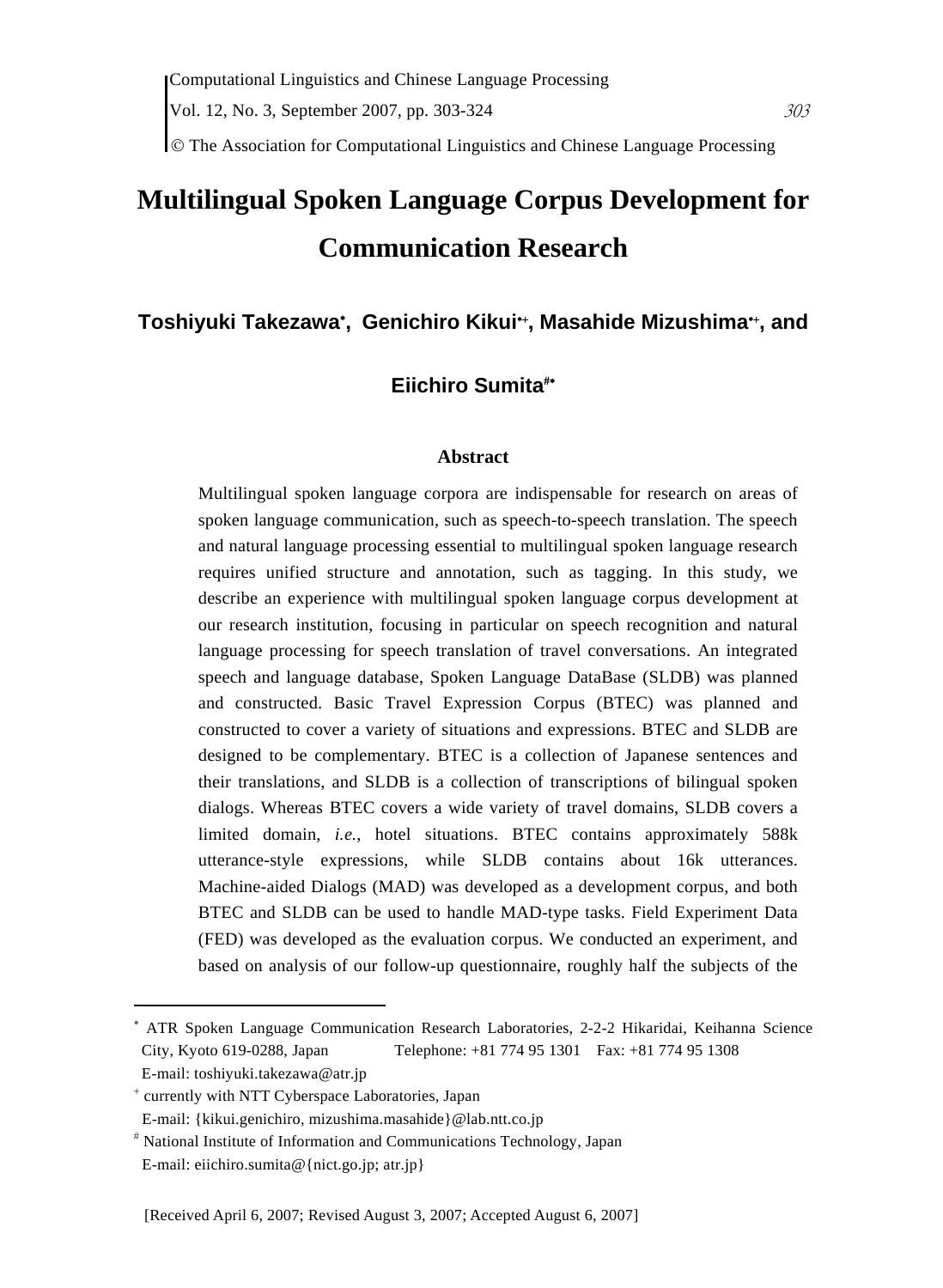# Multilingual Spoken Language Corpus Development for Communication Research

**Toshiyuki Takezawa[∗], Genichiro Kikui[∗+], Masahide Mizushima[∗+], and Eiichiro Sumita[#∗]**

### Abstract

Multilingual spoken language corpora are indispensable for research on areas of spoken language communication, such as speech-to-speech translation. The speech and natural language processing essential to multilingual spoken language research requires unified structure and annotation, such as tagging. In this study, we describe an experience with multilingual spoken language corpus development at our research institution, focusing in particular on speech recognition and natural language processing for speech translation of travel conversations. An integrated speech and language database, Spoken Language DataBase (SLDB) was planned and constructed. Basic Travel Expression Corpus (BTEC) was planned and constructed to cover a variety of situations and expressions. BTEC and SLDB are designed to be complementary. BTEC is a collection of Japanese sentences and their translations, and SLDB is a collection of transcriptions of bilingual spoken dialogs. Whereas BTEC covers a wide variety of travel domains, SLDB covers a limited domain, *i.e.*, hotel situations. BTEC contains approximately 588k utterance-style expressions, while SLDB contains about 16k utterances. Machine-aided Dialogs (MAD) was developed as a development corpus, and both BTEC and SLDB can be used to handle MAD-type tasks. Field Experiment Data (FED) was developed as the evaluation corpus. We conducted an experiment, and based on analysis of our follow-up questionnaire, roughly half the subjects of the

---

[∗] ATR Spoken Language Communication Research Laboratories, 2-2-2 Hikaridai, Keihanna Science City, Kyoto 619-0288, Japan Telephone: +81 774 95 1301 Fax: +81 774 95 1308
E-mail: toshiyuki.takezawa@atr.jp

[+] currently with NTT Cyberspace Laboratories, Japan
E-mail: {kikui.genichiro, mizushima.masahide}@lab.ntt.co.jp

[#] National Institute of Information and Communications Technology, Japan
E-mail: eiichiro.sumita@{nict.go.jp; atr.jp}

[Received April 6, 2007; Revised August 3, 2007; Accepted August 6, 2007]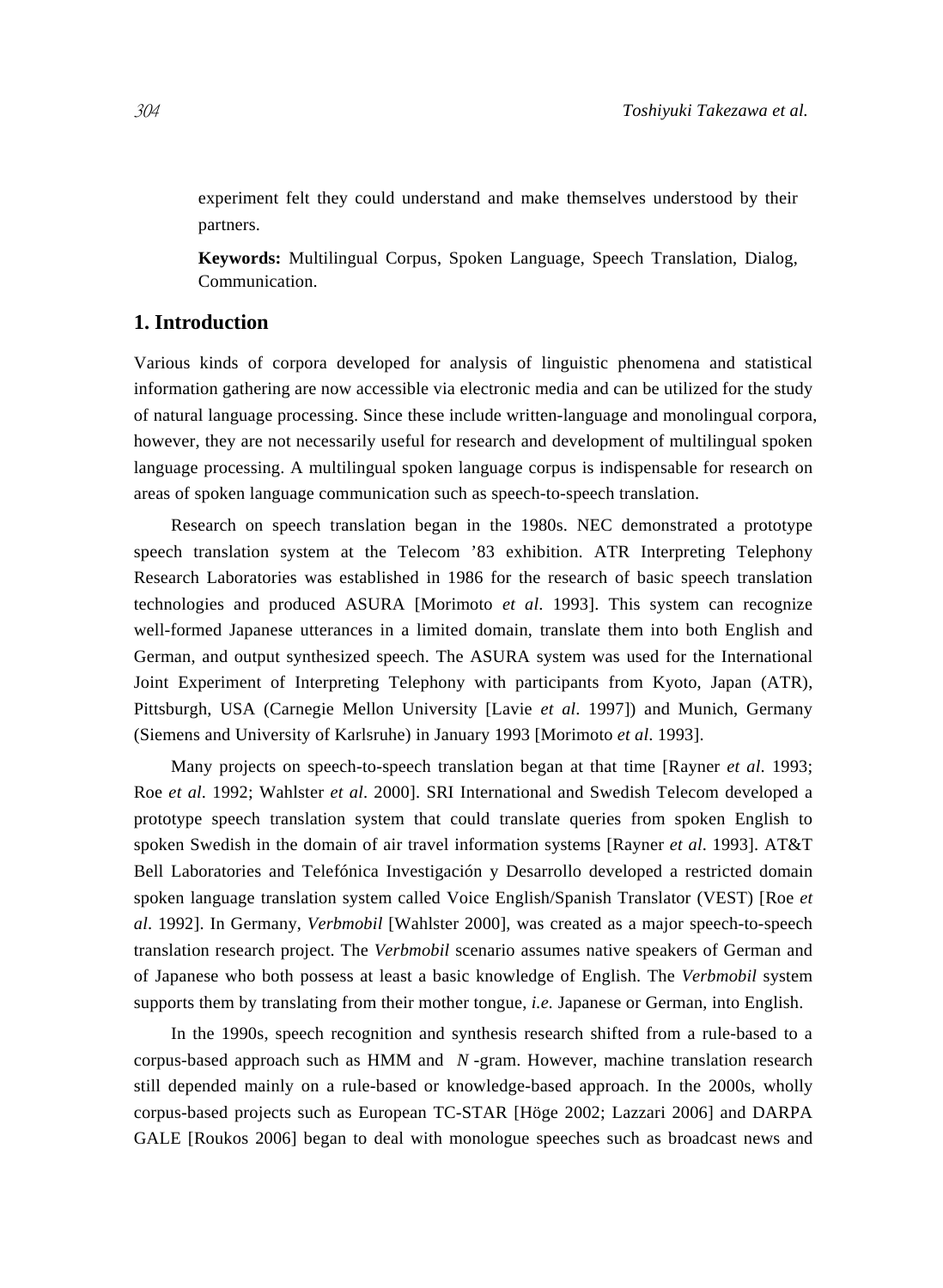experiment felt they could understand and make themselves understood by their partners.

**Keywords:** Multilingual Corpus, Spoken Language, Speech Translation, Dialog, Communication.

## 1. Introduction

Various kinds of corpora developed for analysis of linguistic phenomena and statistical information gathering are now accessible via electronic media and can be utilized for the study of natural language processing. Since these include written-language and monolingual corpora, however, they are not necessarily useful for research and development of multilingual spoken language processing. A multilingual spoken language corpus is indispensable for research on areas of spoken language communication such as speech-to-speech translation.

Research on speech translation began in the 1980s. NEC demonstrated a prototype speech translation system at the Telecom '83 exhibition. ATR Interpreting Telephony Research Laboratories was established in 1986 for the research of basic speech translation technologies and produced ASURA [Morimoto *et al*. 1993]. This system can recognize well-formed Japanese utterances in a limited domain, translate them into both English and German, and output synthesized speech. The ASURA system was used for the International Joint Experiment of Interpreting Telephony with participants from Kyoto, Japan (ATR), Pittsburgh, USA (Carnegie Mellon University [Lavie *et al*. 1997]) and Munich, Germany (Siemens and University of Karlsruhe) in January 1993 [Morimoto *et al*. 1993].

Many projects on speech-to-speech translation began at that time [Rayner *et al*. 1993; Roe *et al*. 1992; Wahlster *et al*. 2000]. SRI International and Swedish Telecom developed a prototype speech translation system that could translate queries from spoken English to spoken Swedish in the domain of air travel information systems [Rayner *et al*. 1993]. AT&T Bell Laboratories and Telefónica Investigación y Desarrollo developed a restricted domain spoken language translation system called Voice English/Spanish Translator (VEST) [Roe *et al*. 1992]. In Germany, *Verbmobil* [Wahlster 2000], was created as a major speech-to-speech translation research project. The *Verbmobil* scenario assumes native speakers of German and of Japanese who both possess at least a basic knowledge of English. The *Verbmobil* system supports them by translating from their mother tongue, *i.e.* Japanese or German, into English.

In the 1990s, speech recognition and synthesis research shifted from a rule-based to a corpus-based approach such as HMM and $N$-gram. However, machine translation research still depended mainly on a rule-based or knowledge-based approach. In the 2000s, wholly corpus-based projects such as European TC-STAR [Höge 2002; Lazzari 2006] and DARPA GALE [Roukos 2006] began to deal with monologue speeches such as broadcast news and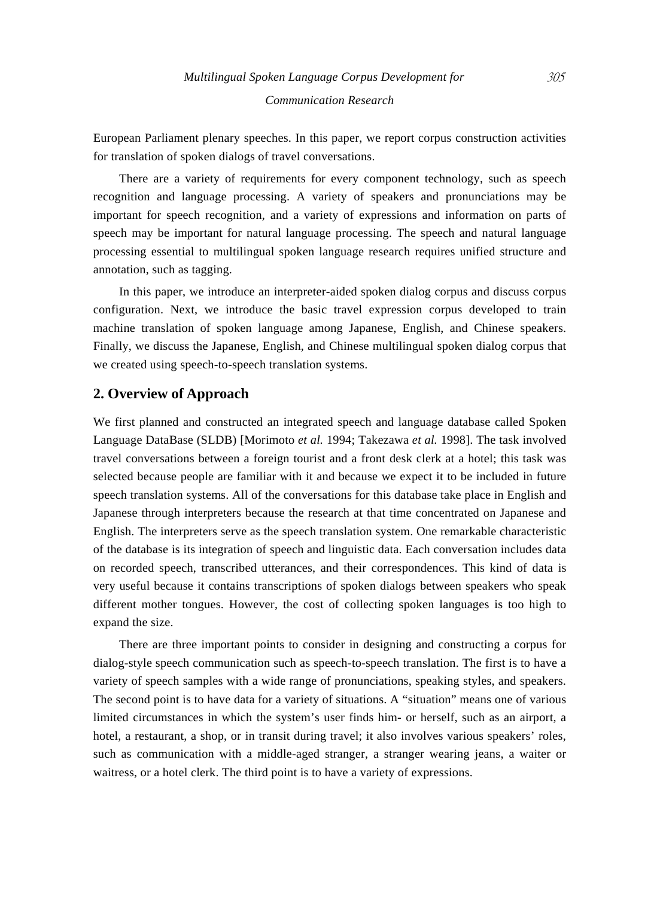European Parliament plenary speeches. In this paper, we report corpus construction activities for translation of spoken dialogs of travel conversations.

There are a variety of requirements for every component technology, such as speech recognition and language processing. A variety of speakers and pronunciations may be important for speech recognition, and a variety of expressions and information on parts of speech may be important for natural language processing. The speech and natural language processing essential to multilingual spoken language research requires unified structure and annotation, such as tagging.

In this paper, we introduce an interpreter-aided spoken dialog corpus and discuss corpus configuration. Next, we introduce the basic travel expression corpus developed to train machine translation of spoken language among Japanese, English, and Chinese speakers. Finally, we discuss the Japanese, English, and Chinese multilingual spoken dialog corpus that we created using speech-to-speech translation systems.

## 2. Overview of Approach

We first planned and constructed an integrated speech and language database called Spoken Language DataBase (SLDB) [Morimoto *et al.* 1994; Takezawa *et al.* 1998]. The task involved travel conversations between a foreign tourist and a front desk clerk at a hotel; this task was selected because people are familiar with it and because we expect it to be included in future speech translation systems. All of the conversations for this database take place in English and Japanese through interpreters because the research at that time concentrated on Japanese and English. The interpreters serve as the speech translation system. One remarkable characteristic of the database is its integration of speech and linguistic data. Each conversation includes data on recorded speech, transcribed utterances, and their correspondences. This kind of data is very useful because it contains transcriptions of spoken dialogs between speakers who speak different mother tongues. However, the cost of collecting spoken languages is too high to expand the size.

There are three important points to consider in designing and constructing a corpus for dialog-style speech communication such as speech-to-speech translation. The first is to have a variety of speech samples with a wide range of pronunciations, speaking styles, and speakers. The second point is to have data for a variety of situations. A "situation" means one of various limited circumstances in which the system's user finds him- or herself, such as an airport, a hotel, a restaurant, a shop, or in transit during travel; it also involves various speakers' roles, such as communication with a middle-aged stranger, a stranger wearing jeans, a waiter or waitress, or a hotel clerk. The third point is to have a variety of expressions.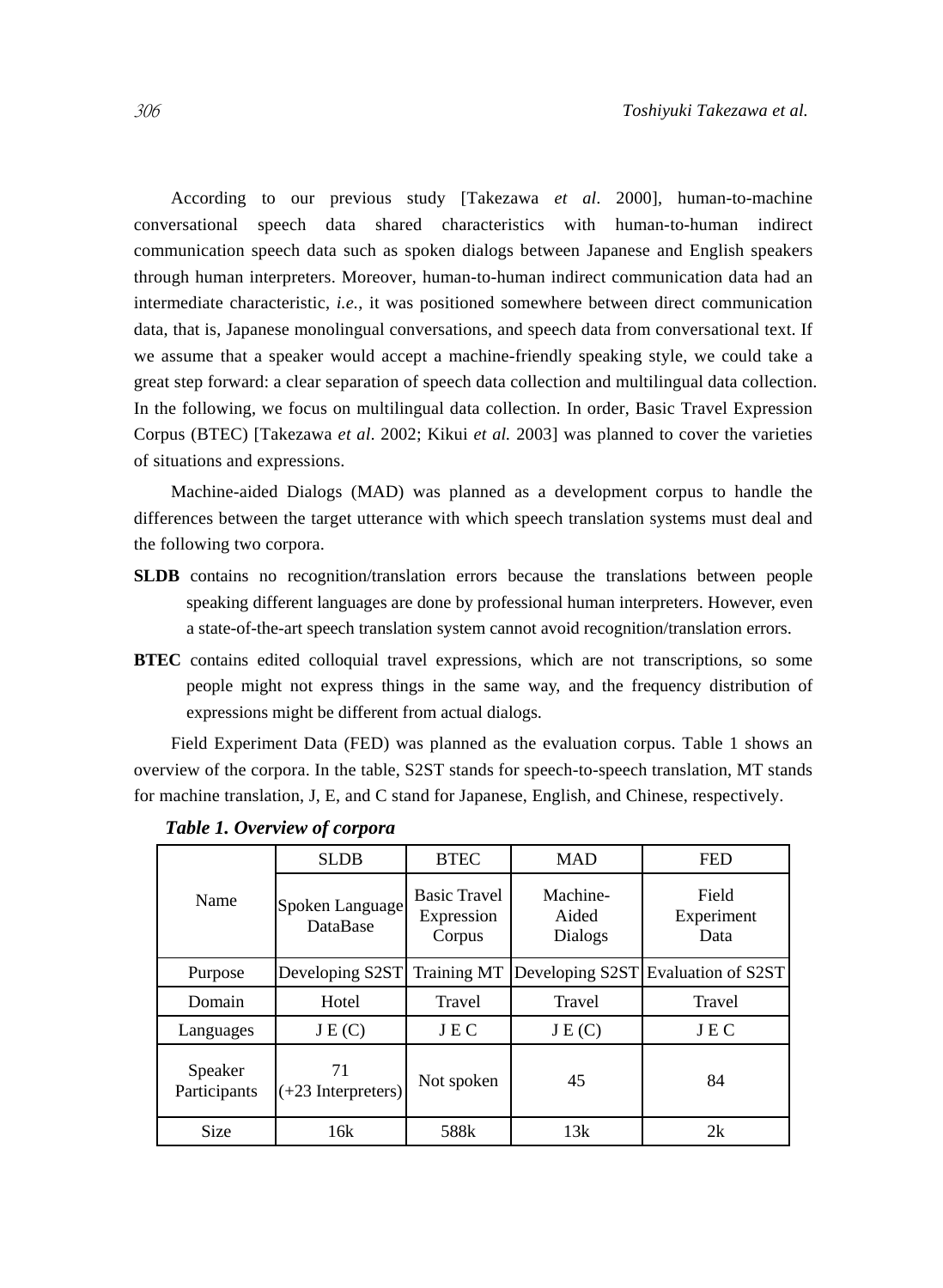According to our previous study [Takezawa *et al*. 2000], human-to-machine conversational speech data shared characteristics with human-to-human indirect communication speech data such as spoken dialogs between Japanese and English speakers through human interpreters. Moreover, human-to-human indirect communication data had an intermediate characteristic, *i.e.*, it was positioned somewhere between direct communication data, that is, Japanese monolingual conversations, and speech data from conversational text. If we assume that a speaker would accept a machine-friendly speaking style, we could take a great step forward: a clear separation of speech data collection and multilingual data collection. In the following, we focus on multilingual data collection. In order, Basic Travel Expression Corpus (BTEC) [Takezawa *et al*. 2002; Kikui *et al.* 2003] was planned to cover the varieties of situations and expressions.

Machine-aided Dialogs (MAD) was planned as a development corpus to handle the differences between the target utterance with which speech translation systems must deal and the following two corpora.

**SLDB** contains no recognition/translation errors because the translations between people speaking different languages are done by professional human interpreters. However, even a state-of-the-art speech translation system cannot avoid recognition/translation errors.

**BTEC** contains edited colloquial travel expressions, which are not transcriptions, so some people might not express things in the same way, and the frequency distribution of expressions might be different from actual dialogs.

Field Experiment Data (FED) was planned as the evaluation corpus. Table 1 shows an overview of the corpora. In the table, S2ST stands for speech-to-speech translation, MT stands for machine translation, J, E, and C stand for Japanese, English, and Chinese, respectively.

***Table 1. Overview of corpora***

| | SLDB | BTEC | MAD | FED |
|---|---|---|---|---|
| Name | Spoken Language DataBase | Basic Travel Expression Corpus | Machine-Aided Dialogs | Field Experiment Data |
| Purpose | Developing S2ST | Training MT | Developing S2ST | Evaluation of S2ST |
| Domain | Hotel | Travel | Travel | Travel |
| Languages | J E (C) | J E C | J E (C) | J E C |
| Speaker Participants | 71 (+23 Interpreters) | Not spoken | 45 | 84 |
| Size | 16k | 588k | 13k | 2k |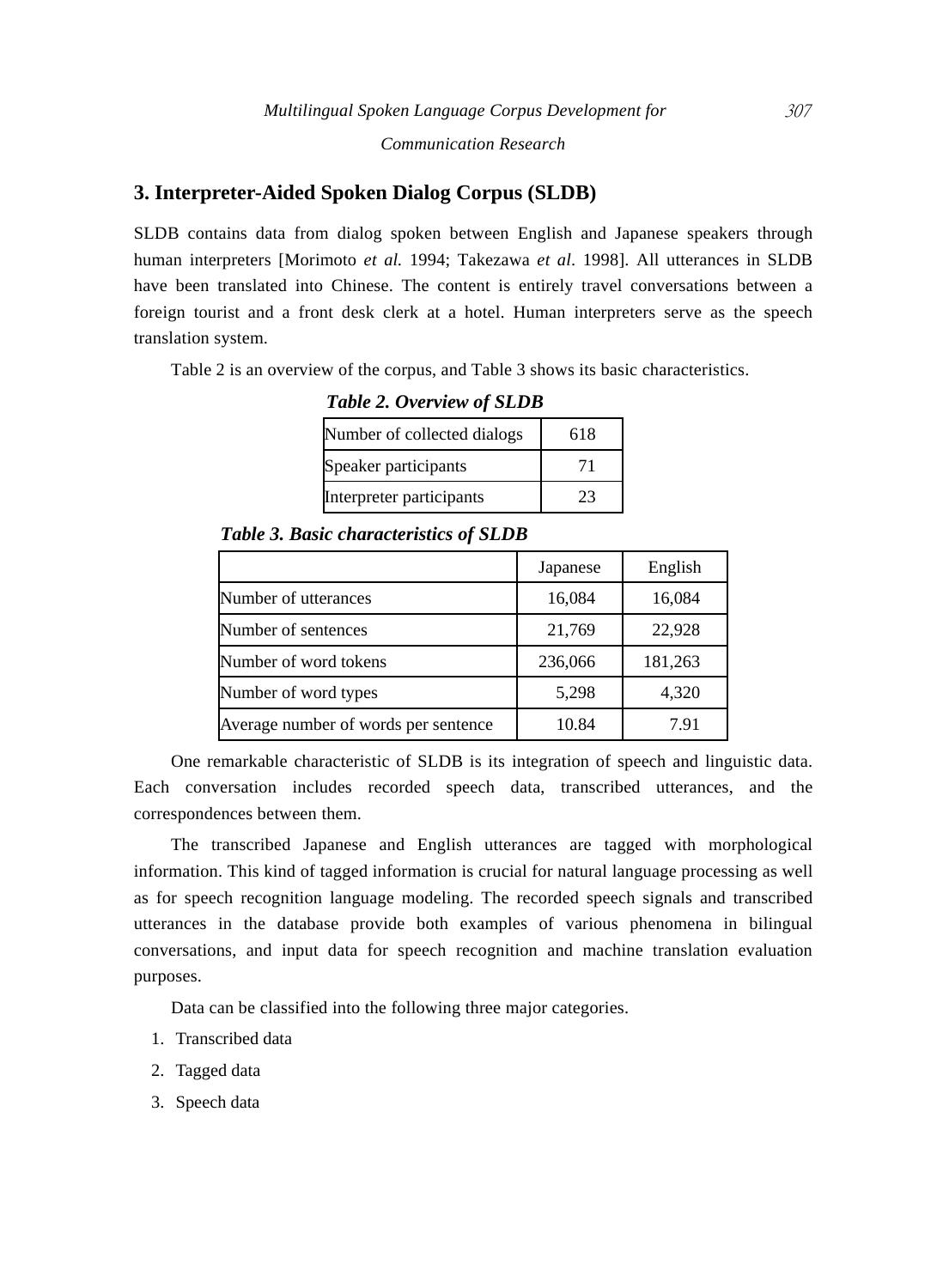## 3. Interpreter-Aided Spoken Dialog Corpus (SLDB)

SLDB contains data from dialog spoken between English and Japanese speakers through human interpreters [Morimoto *et al.* 1994; Takezawa *et al*. 1998]. All utterances in SLDB have been translated into Chinese. The content is entirely travel conversations between a foreign tourist and a front desk clerk at a hotel. Human interpreters serve as the speech translation system.

Table 2 is an overview of the corpus, and Table 3 shows its basic characteristics.

***Table 2. Overview of SLDB***

| | |
|---|---|
| Number of collected dialogs | 618 |
| Speaker participants | 71 |
| Interpreter participants | 23 |

***Table 3. Basic characteristics of SLDB***

| | Japanese | English |
|---|---|---|
| Number of utterances | 16,084 | 16,084 |
| Number of sentences | 21,769 | 22,928 |
| Number of word tokens | 236,066 | 181,263 |
| Number of word types | 5,298 | 4,320 |
| Average number of words per sentence | 10.84 | 7.91 |

One remarkable characteristic of SLDB is its integration of speech and linguistic data. Each conversation includes recorded speech data, transcribed utterances, and the correspondences between them.

The transcribed Japanese and English utterances are tagged with morphological information. This kind of tagged information is crucial for natural language processing as well as for speech recognition language modeling. The recorded speech signals and transcribed utterances in the database provide both examples of various phenomena in bilingual conversations, and input data for speech recognition and machine translation evaluation purposes.

Data can be classified into the following three major categories.

1. Transcribed data
2. Tagged data
3. Speech data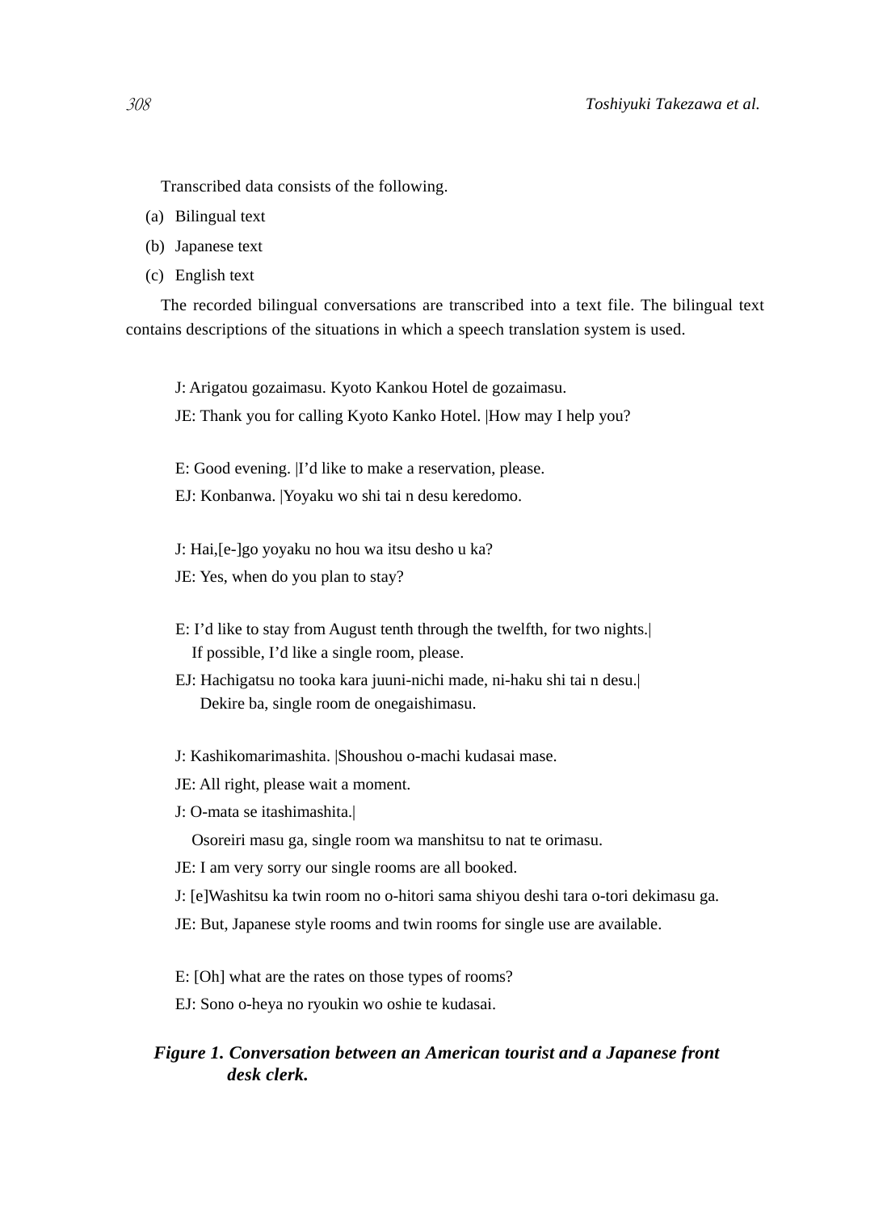Transcribed data consists of the following.

(a) Bilingual text

(b) Japanese text

(c) English text

The recorded bilingual conversations are transcribed into a text file. The bilingual text contains descriptions of the situations in which a speech translation system is used.

J: Arigatou gozaimasu. Kyoto Kankou Hotel de gozaimasu.  
JE: Thank you for calling Kyoto Kanko Hotel. |How may I help you?

E: Good evening. |I'd like to make a reservation, please.  
EJ: Konbanwa. |Yoyaku wo shi tai n desu keredomo.

J: Hai,[e-]go yoyaku no hou wa itsu desho u ka?  
JE: Yes, when do you plan to stay?

E: I'd like to stay from August tenth through the twelfth, for two nights.|  
If possible, I'd like a single room, please.  
EJ: Hachigatsu no tooka kara juuni-nichi made, ni-haku shi tai n desu.|  
Dekire ba, single room de onegaishimasu.

J: Kashikomarimashita. |Shoushou o-machi kudasai mase.  
JE: All right, please wait a moment.  
J: O-mata se itashimashita.|  
Osoreiri masu ga, single room wa manshitsu to nat te orimasu.  
JE: I am very sorry our single rooms are all booked.  
J: [e]Washitsu ka twin room no o-hitori sama shiyou deshi tara o-tori dekimasu ga.  
JE: But, Japanese style rooms and twin rooms for single use are available.

E: [Oh] what are the rates on those types of rooms?  
EJ: Sono o-heya no ryoukin wo oshie te kudasai.

***Figure 1. Conversation between an American tourist and a Japanese front desk clerk.***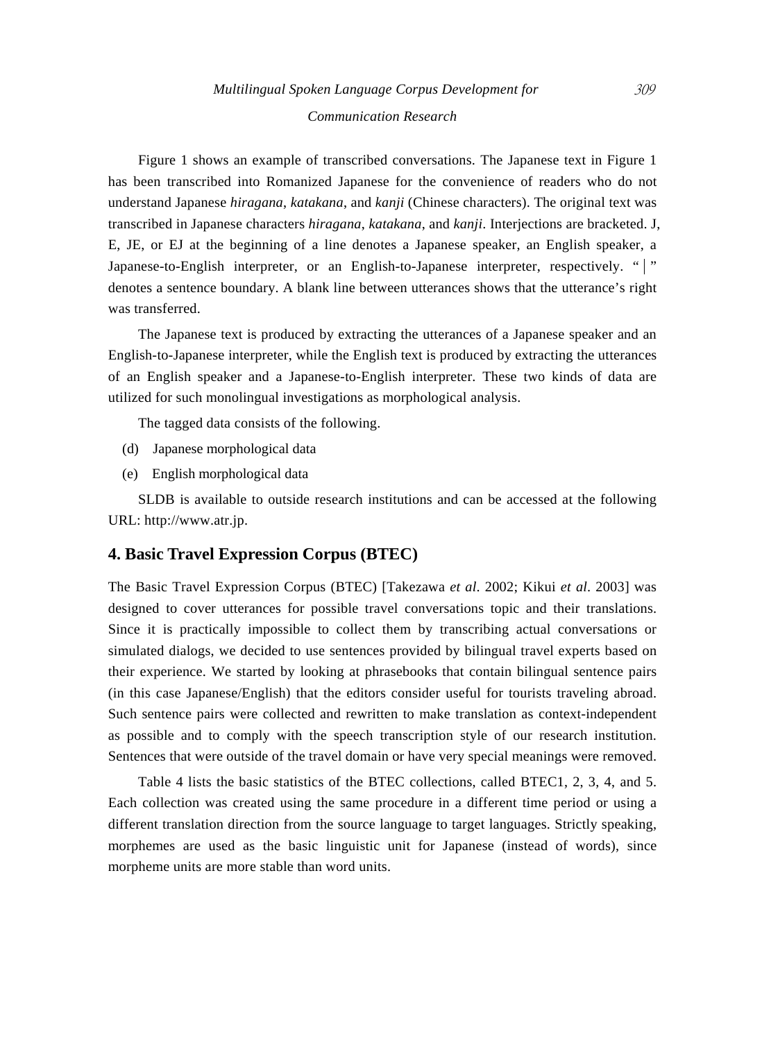Figure 1 shows an example of transcribed conversations. The Japanese text in Figure 1 has been transcribed into Romanized Japanese for the convenience of readers who do not understand Japanese *hiragana*, *katakana*, and *kanji* (Chinese characters). The original text was transcribed in Japanese characters *hiragana*, *katakana*, and *kanji*. Interjections are bracketed. J, E, JE, or EJ at the beginning of a line denotes a Japanese speaker, an English speaker, a Japanese-to-English interpreter, or an English-to-Japanese interpreter, respectively. "｜" denotes a sentence boundary. A blank line between utterances shows that the utterance's right was transferred.

The Japanese text is produced by extracting the utterances of a Japanese speaker and an English-to-Japanese interpreter, while the English text is produced by extracting the utterances of an English speaker and a Japanese-to-English interpreter. These two kinds of data are utilized for such monolingual investigations as morphological analysis.

The tagged data consists of the following.

(d) Japanese morphological data

(e) English morphological data

SLDB is available to outside research institutions and can be accessed at the following URL: http://www.atr.jp.

## 4. Basic Travel Expression Corpus (BTEC)

The Basic Travel Expression Corpus (BTEC) [Takezawa *et al*. 2002; Kikui *et al*. 2003] was designed to cover utterances for possible travel conversations topic and their translations. Since it is practically impossible to collect them by transcribing actual conversations or simulated dialogs, we decided to use sentences provided by bilingual travel experts based on their experience. We started by looking at phrasebooks that contain bilingual sentence pairs (in this case Japanese/English) that the editors consider useful for tourists traveling abroad. Such sentence pairs were collected and rewritten to make translation as context-independent as possible and to comply with the speech transcription style of our research institution. Sentences that were outside of the travel domain or have very special meanings were removed.

Table 4 lists the basic statistics of the BTEC collections, called BTEC1, 2, 3, 4, and 5. Each collection was created using the same procedure in a different time period or using a different translation direction from the source language to target languages. Strictly speaking, morphemes are used as the basic linguistic unit for Japanese (instead of words), since morpheme units are more stable than word units.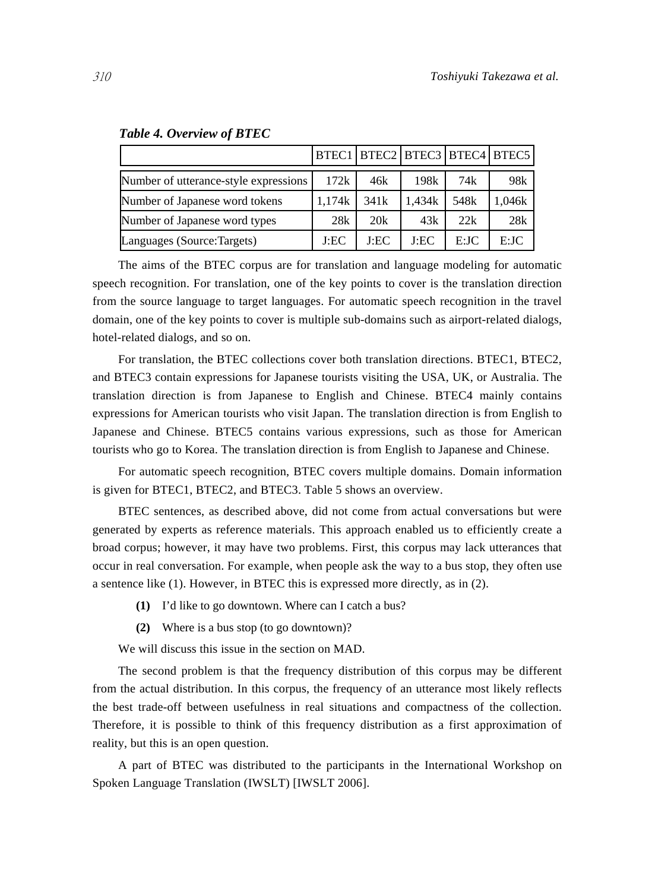***Table 4. Overview of BTEC***

| | BTEC1 | BTEC2 | BTEC3 | BTEC4 | BTEC5 |
|---|---|---|---|---|---|
| Number of utterance-style expressions | 172k | 46k | 198k | 74k | 98k |
| Number of Japanese word tokens | 1,174k | 341k | 1,434k | 548k | 1,046k |
| Number of Japanese word types | 28k | 20k | 43k | 22k | 28k |
| Languages (Source:Targets) | J:EC | J:EC | J:EC | E:JC | E:JC |

The aims of the BTEC corpus are for translation and language modeling for automatic speech recognition. For translation, one of the key points to cover is the translation direction from the source language to target languages. For automatic speech recognition in the travel domain, one of the key points to cover is multiple sub-domains such as airport-related dialogs, hotel-related dialogs, and so on.

For translation, the BTEC collections cover both translation directions. BTEC1, BTEC2, and BTEC3 contain expressions for Japanese tourists visiting the USA, UK, or Australia. The translation direction is from Japanese to English and Chinese. BTEC4 mainly contains expressions for American tourists who visit Japan. The translation direction is from English to Japanese and Chinese. BTEC5 contains various expressions, such as those for American tourists who go to Korea. The translation direction is from English to Japanese and Chinese.

For automatic speech recognition, BTEC covers multiple domains. Domain information is given for BTEC1, BTEC2, and BTEC3. Table 5 shows an overview.

BTEC sentences, as described above, did not come from actual conversations but were generated by experts as reference materials. This approach enabled us to efficiently create a broad corpus; however, it may have two problems. First, this corpus may lack utterances that occur in real conversation. For example, when people ask the way to a bus stop, they often use a sentence like (1). However, in BTEC this is expressed more directly, as in (2).

**(1)** I'd like to go downtown. Where can I catch a bus?

**(2)** Where is a bus stop (to go downtown)?

We will discuss this issue in the section on MAD.

The second problem is that the frequency distribution of this corpus may be different from the actual distribution. In this corpus, the frequency of an utterance most likely reflects the best trade-off between usefulness in real situations and compactness of the collection. Therefore, it is possible to think of this frequency distribution as a first approximation of reality, but this is an open question.

A part of BTEC was distributed to the participants in the International Workshop on Spoken Language Translation (IWSLT) [IWSLT 2006].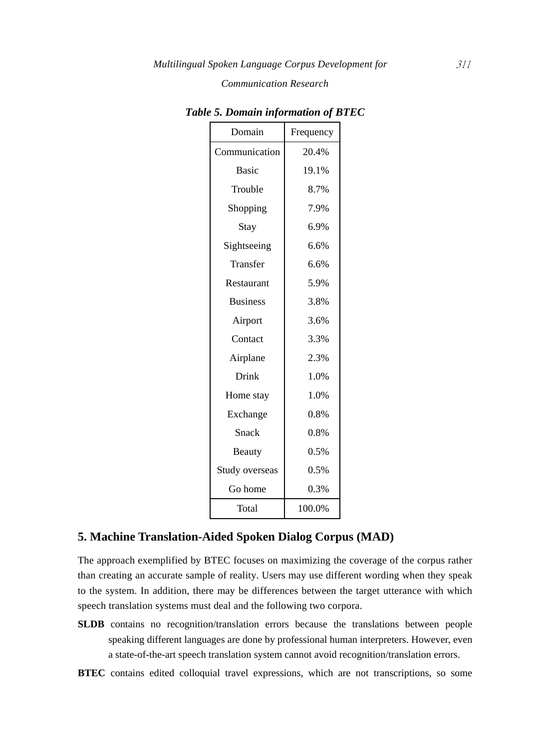*Table 5. Domain information of BTEC*

| Domain | Frequency |
|---|---|
| Communication | 20.4% |
| Basic | 19.1% |
| Trouble | 8.7% |
| Shopping | 7.9% |
| Stay | 6.9% |
| Sightseeing | 6.6% |
| Transfer | 6.6% |
| Restaurant | 5.9% |
| Business | 3.8% |
| Airport | 3.6% |
| Contact | 3.3% |
| Airplane | 2.3% |
| Drink | 1.0% |
| Home stay | 1.0% |
| Exchange | 0.8% |
| Snack | 0.8% |
| Beauty | 0.5% |
| Study overseas | 0.5% |
| Go home | 0.3% |
| Total | 100.0% |

## 5. Machine Translation-Aided Spoken Dialog Corpus (MAD)

The approach exemplified by BTEC focuses on maximizing the coverage of the corpus rather than creating an accurate sample of reality. Users may use different wording when they speak to the system. In addition, there may be differences between the target utterance with which speech translation systems must deal and the following two corpora.

**SLDB** contains no recognition/translation errors because the translations between people speaking different languages are done by professional human interpreters. However, even a state-of-the-art speech translation system cannot avoid recognition/translation errors.

**BTEC** contains edited colloquial travel expressions, which are not transcriptions, so some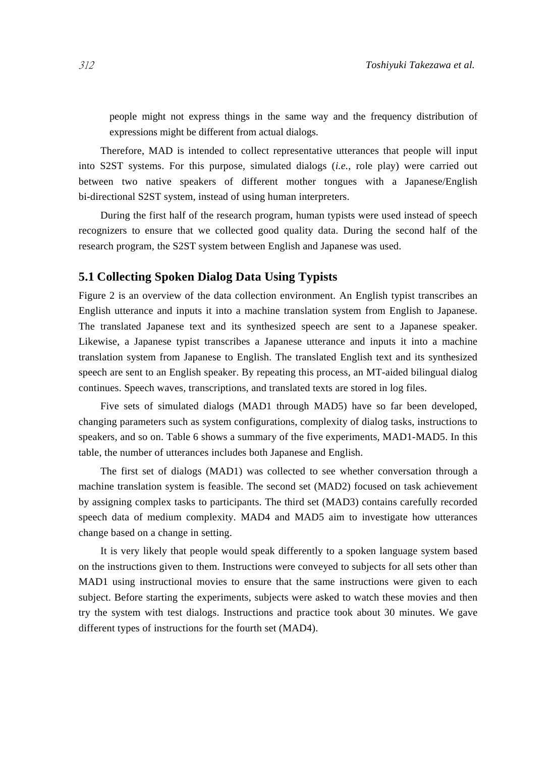people might not express things in the same way and the frequency distribution of expressions might be different from actual dialogs.

Therefore, MAD is intended to collect representative utterances that people will input into S2ST systems. For this purpose, simulated dialogs (*i.e.*, role play) were carried out between two native speakers of different mother tongues with a Japanese/English bi-directional S2ST system, instead of using human interpreters.

During the first half of the research program, human typists were used instead of speech recognizers to ensure that we collected good quality data. During the second half of the research program, the S2ST system between English and Japanese was used.

## 5.1 Collecting Spoken Dialog Data Using Typists

Figure 2 is an overview of the data collection environment. An English typist transcribes an English utterance and inputs it into a machine translation system from English to Japanese. The translated Japanese text and its synthesized speech are sent to a Japanese speaker. Likewise, a Japanese typist transcribes a Japanese utterance and inputs it into a machine translation system from Japanese to English. The translated English text and its synthesized speech are sent to an English speaker. By repeating this process, an MT-aided bilingual dialog continues. Speech waves, transcriptions, and translated texts are stored in log files.

Five sets of simulated dialogs (MAD1 through MAD5) have so far been developed, changing parameters such as system configurations, complexity of dialog tasks, instructions to speakers, and so on. Table 6 shows a summary of the five experiments, MAD1-MAD5. In this table, the number of utterances includes both Japanese and English.

The first set of dialogs (MAD1) was collected to see whether conversation through a machine translation system is feasible. The second set (MAD2) focused on task achievement by assigning complex tasks to participants. The third set (MAD3) contains carefully recorded speech data of medium complexity. MAD4 and MAD5 aim to investigate how utterances change based on a change in setting.

It is very likely that people would speak differently to a spoken language system based on the instructions given to them. Instructions were conveyed to subjects for all sets other than MAD1 using instructional movies to ensure that the same instructions were given to each subject. Before starting the experiments, subjects were asked to watch these movies and then try the system with test dialogs. Instructions and practice took about 30 minutes. We gave different types of instructions for the fourth set (MAD4).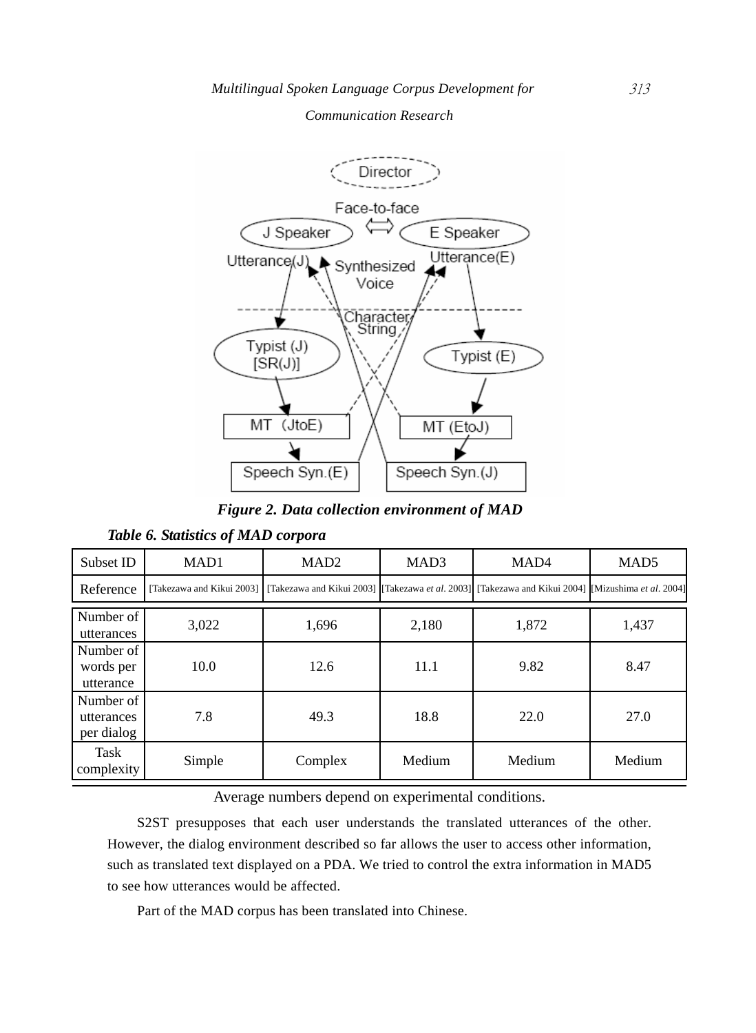**Figure 2. Data collection environment of MAD**

**Table 6. Statistics of MAD corpora**

| Subset ID | MAD1 | MAD2 | MAD3 | MAD4 | MAD5 |
|---|---|---|---|---|---|
| Reference | [Takezawa and Kikui 2003] | [Takezawa and Kikui 2003] | [Takezawa *et al*. 2003] | [Takezawa and Kikui 2004] | [Mizushima *et al*. 2004] |
| Number of utterances | 3,022 | 1,696 | 2,180 | 1,872 | 1,437 |
| Number of words per utterance | 10.0 | 12.6 | 11.1 | 9.82 | 8.47 |
| Number of utterances per dialog | 7.8 | 49.3 | 18.8 | 22.0 | 27.0 |
| Task complexity | Simple | Complex | Medium | Medium | Medium |

Average numbers depend on experimental conditions.

S2ST presupposes that each user understands the translated utterances of the other. However, the dialog environment described so far allows the user to access other information, such as translated text displayed on a PDA. We tried to control the extra information in MAD5 to see how utterances would be affected.

Part of the MAD corpus has been translated into Chinese.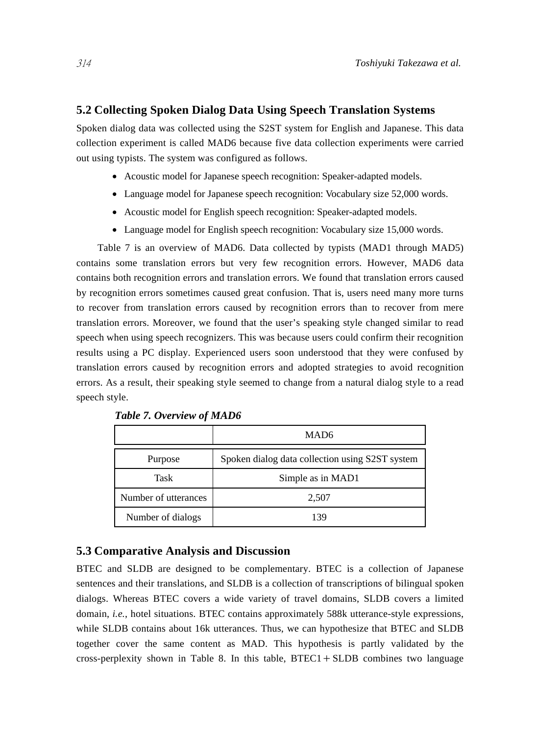## 5.2 Collecting Spoken Dialog Data Using Speech Translation Systems

Spoken dialog data was collected using the S2ST system for English and Japanese. This data collection experiment is called MAD6 because five data collection experiments were carried out using typists. The system was configured as follows.

- Acoustic model for Japanese speech recognition: Speaker-adapted models.
- Language model for Japanese speech recognition: Vocabulary size 52,000 words.
- Acoustic model for English speech recognition: Speaker-adapted models.
- Language model for English speech recognition: Vocabulary size 15,000 words.

Table 7 is an overview of MAD6. Data collected by typists (MAD1 through MAD5) contains some translation errors but very few recognition errors. However, MAD6 data contains both recognition errors and translation errors. We found that translation errors caused by recognition errors sometimes caused great confusion. That is, users need many more turns to recover from translation errors caused by recognition errors than to recover from mere translation errors. Moreover, we found that the user's speaking style changed similar to read speech when using speech recognizers. This was because users could confirm their recognition results using a PC display. Experienced users soon understood that they were confused by translation errors caused by recognition errors and adopted strategies to avoid recognition errors. As a result, their speaking style seemed to change from a natural dialog style to a read speech style.

***Table 7. Overview of MAD6***

| | MAD6 |
|---|---|
| Purpose | Spoken dialog data collection using S2ST system |
| Task | Simple as in MAD1 |
| Number of utterances | 2,507 |
| Number of dialogs | 139 |

## 5.3 Comparative Analysis and Discussion

BTEC and SLDB are designed to be complementary. BTEC is a collection of Japanese sentences and their translations, and SLDB is a collection of transcriptions of bilingual spoken dialogs. Whereas BTEC covers a wide variety of travel domains, SLDB covers a limited domain, *i.e.*, hotel situations. BTEC contains approximately 588k utterance-style expressions, while SLDB contains about 16k utterances. Thus, we can hypothesize that BTEC and SLDB together cover the same content as MAD. This hypothesis is partly validated by the cross-perplexity shown in Table 8. In this table, BTEC1＋SLDB combines two language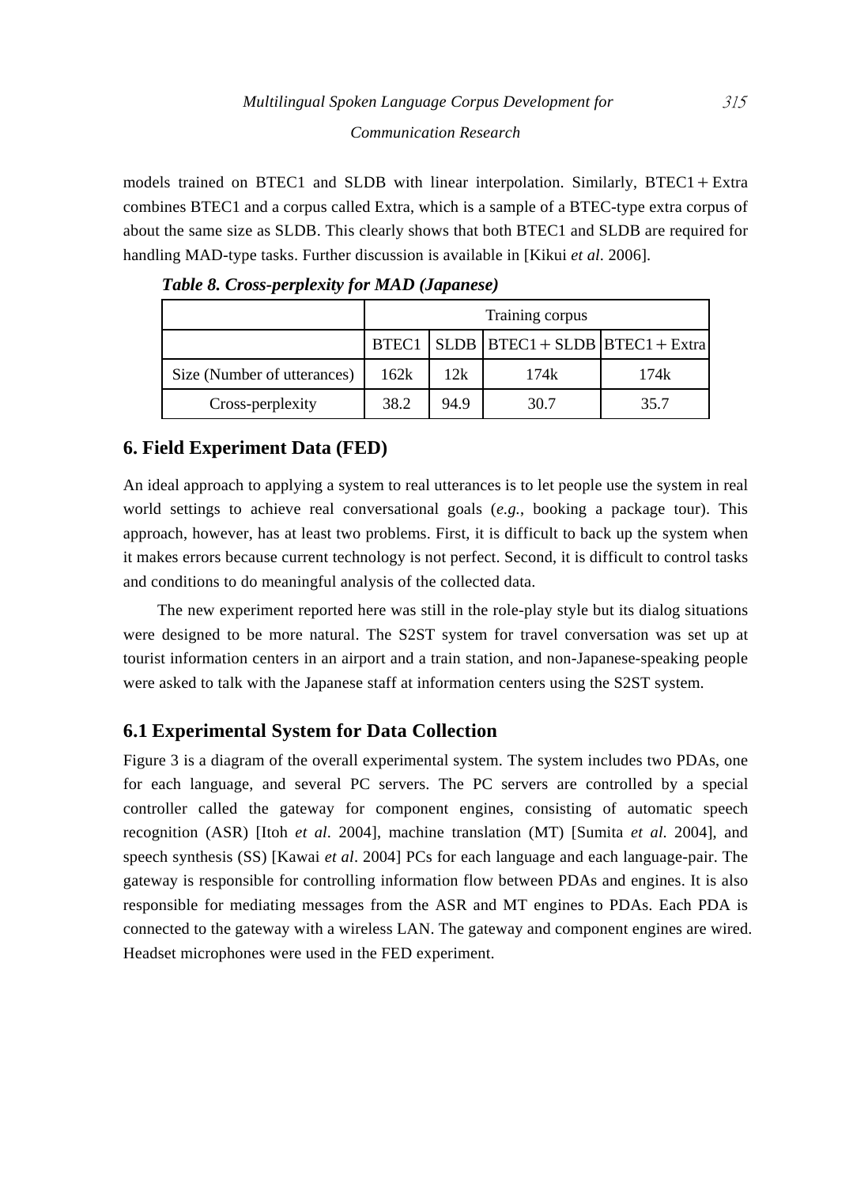models trained on BTEC1 and SLDB with linear interpolation. Similarly, BTEC1＋Extra combines BTEC1 and a corpus called Extra, which is a sample of a BTEC-type extra corpus of about the same size as SLDB. This clearly shows that both BTEC1 and SLDB are required for handling MAD-type tasks. Further discussion is available in [Kikui *et al*. 2006].

***Table 8. Cross-perplexity for MAD (Japanese)***

| | Training corpus | | | |
|---|---|---|---|---|
| | BTEC1 | SLDB | BTEC1＋SLDB | BTEC1＋Extra |
| Size (Number of utterances) | 162k | 12k | 174k | 174k |
| Cross-perplexity | 38.2 | 94.9 | 30.7 | 35.7 |

## 6. Field Experiment Data (FED)

An ideal approach to applying a system to real utterances is to let people use the system in real world settings to achieve real conversational goals (*e.g.*, booking a package tour). This approach, however, has at least two problems. First, it is difficult to back up the system when it makes errors because current technology is not perfect. Second, it is difficult to control tasks and conditions to do meaningful analysis of the collected data.

The new experiment reported here was still in the role-play style but its dialog situations were designed to be more natural. The S2ST system for travel conversation was set up at tourist information centers in an airport and a train station, and non-Japanese-speaking people were asked to talk with the Japanese staff at information centers using the S2ST system.

### 6.1 Experimental System for Data Collection

Figure 3 is a diagram of the overall experimental system. The system includes two PDAs, one for each language, and several PC servers. The PC servers are controlled by a special controller called the gateway for component engines, consisting of automatic speech recognition (ASR) [Itoh *et al*. 2004], machine translation (MT) [Sumita *et al*. 2004], and speech synthesis (SS) [Kawai *et al*. 2004] PCs for each language and each language-pair. The gateway is responsible for controlling information flow between PDAs and engines. It is also responsible for mediating messages from the ASR and MT engines to PDAs. Each PDA is connected to the gateway with a wireless LAN. The gateway and component engines are wired. Headset microphones were used in the FED experiment.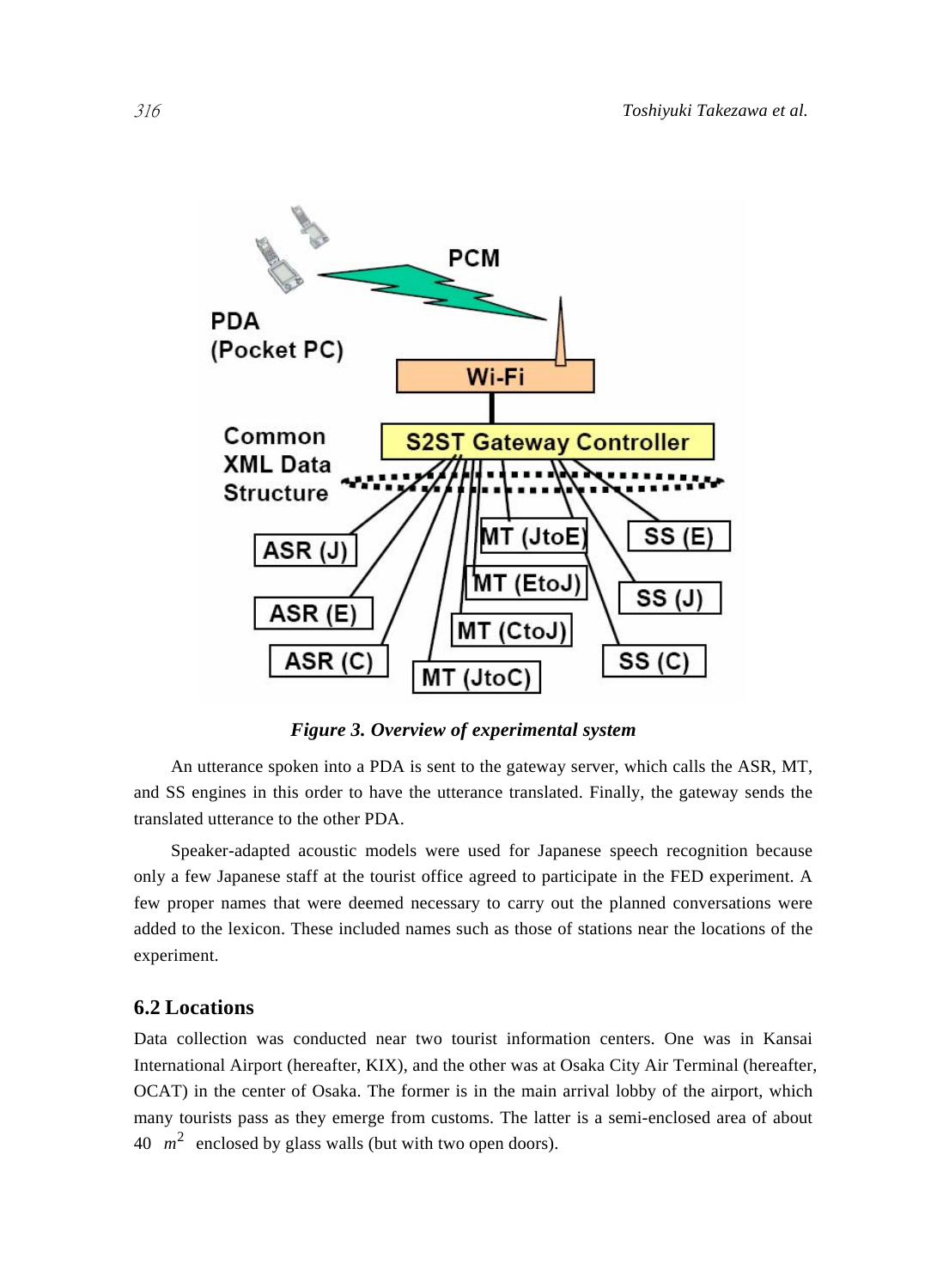*Figure 3. Overview of experimental system*

An utterance spoken into a PDA is sent to the gateway server, which calls the ASR, MT, and SS engines in this order to have the utterance translated. Finally, the gateway sends the translated utterance to the other PDA.

Speaker-adapted acoustic models were used for Japanese speech recognition because only a few Japanese staff at the tourist office agreed to participate in the FED experiment. A few proper names that were deemed necessary to carry out the planned conversations were added to the lexicon. These included names such as those of stations near the locations of the experiment.

## 6.2 Locations

Data collection was conducted near two tourist information centers. One was in Kansai International Airport (hereafter, KIX), and the other was at Osaka City Air Terminal (hereafter, OCAT) in the center of Osaka. The former is in the main arrival lobby of the airport, which many tourists pass as they emerge from customs. The latter is a semi-enclosed area of about 40 $m^2$ enclosed by glass walls (but with two open doors).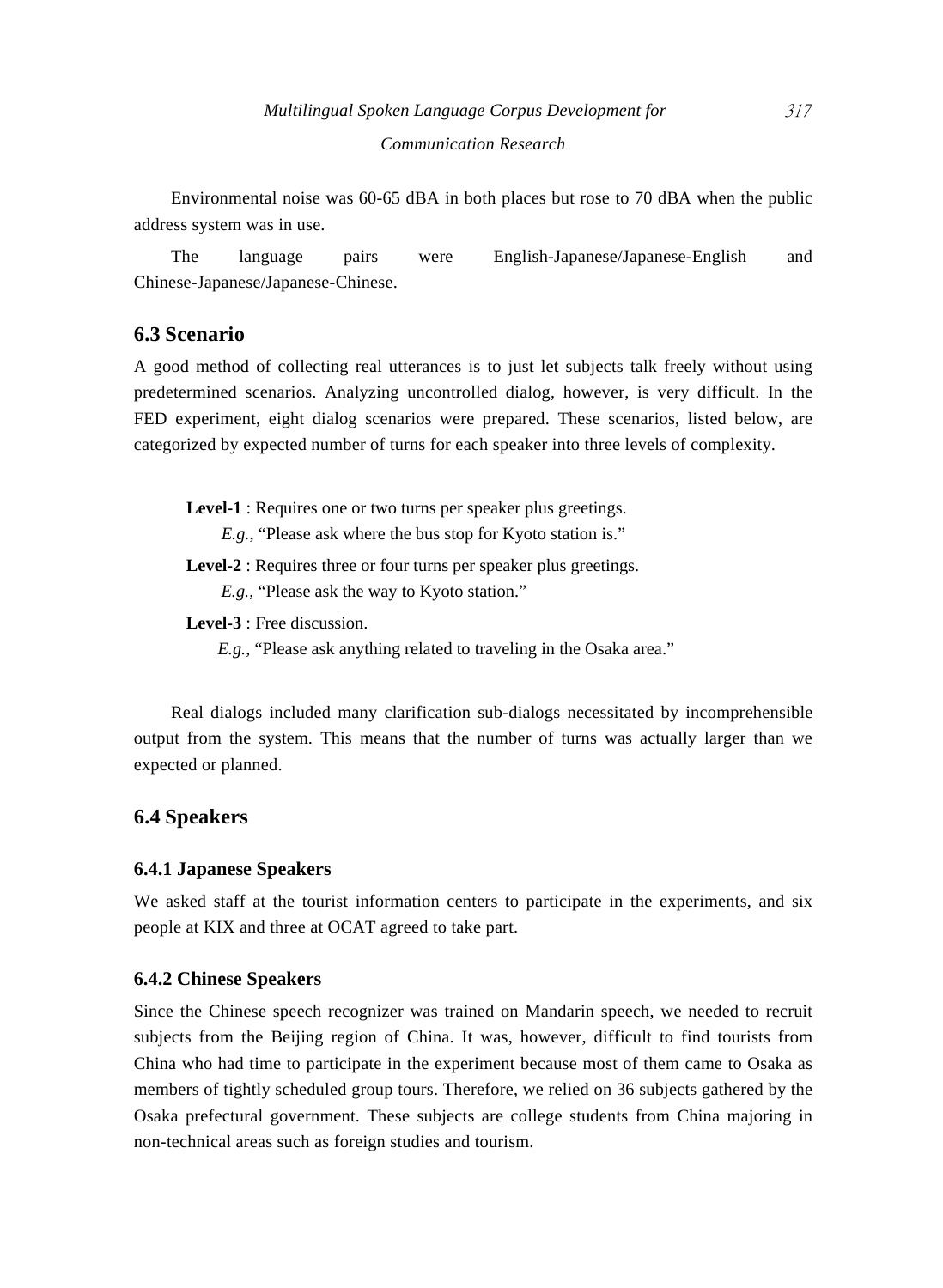Environmental noise was 60-65 dBA in both places but rose to 70 dBA when the public address system was in use.

The language pairs were English-Japanese/Japanese-English and Chinese-Japanese/Japanese-Chinese.

## 6.3 Scenario

A good method of collecting real utterances is to just let subjects talk freely without using predetermined scenarios. Analyzing uncontrolled dialog, however, is very difficult. In the FED experiment, eight dialog scenarios were prepared. These scenarios, listed below, are categorized by expected number of turns for each speaker into three levels of complexity.

**Level-1** : Requires one or two turns per speaker plus greetings.
*E.g.*, "Please ask where the bus stop for Kyoto station is."

**Level-2** : Requires three or four turns per speaker plus greetings.
*E.g.*, "Please ask the way to Kyoto station."

**Level-3** : Free discussion.
*E.g.*, "Please ask anything related to traveling in the Osaka area."

Real dialogs included many clarification sub-dialogs necessitated by incomprehensible output from the system. This means that the number of turns was actually larger than we expected or planned.

## 6.4 Speakers

### 6.4.1 Japanese Speakers

We asked staff at the tourist information centers to participate in the experiments, and six people at KIX and three at OCAT agreed to take part.

### 6.4.2 Chinese Speakers

Since the Chinese speech recognizer was trained on Mandarin speech, we needed to recruit subjects from the Beijing region of China. It was, however, difficult to find tourists from China who had time to participate in the experiment because most of them came to Osaka as members of tightly scheduled group tours. Therefore, we relied on 36 subjects gathered by the Osaka prefectural government. These subjects are college students from China majoring in non-technical areas such as foreign studies and tourism.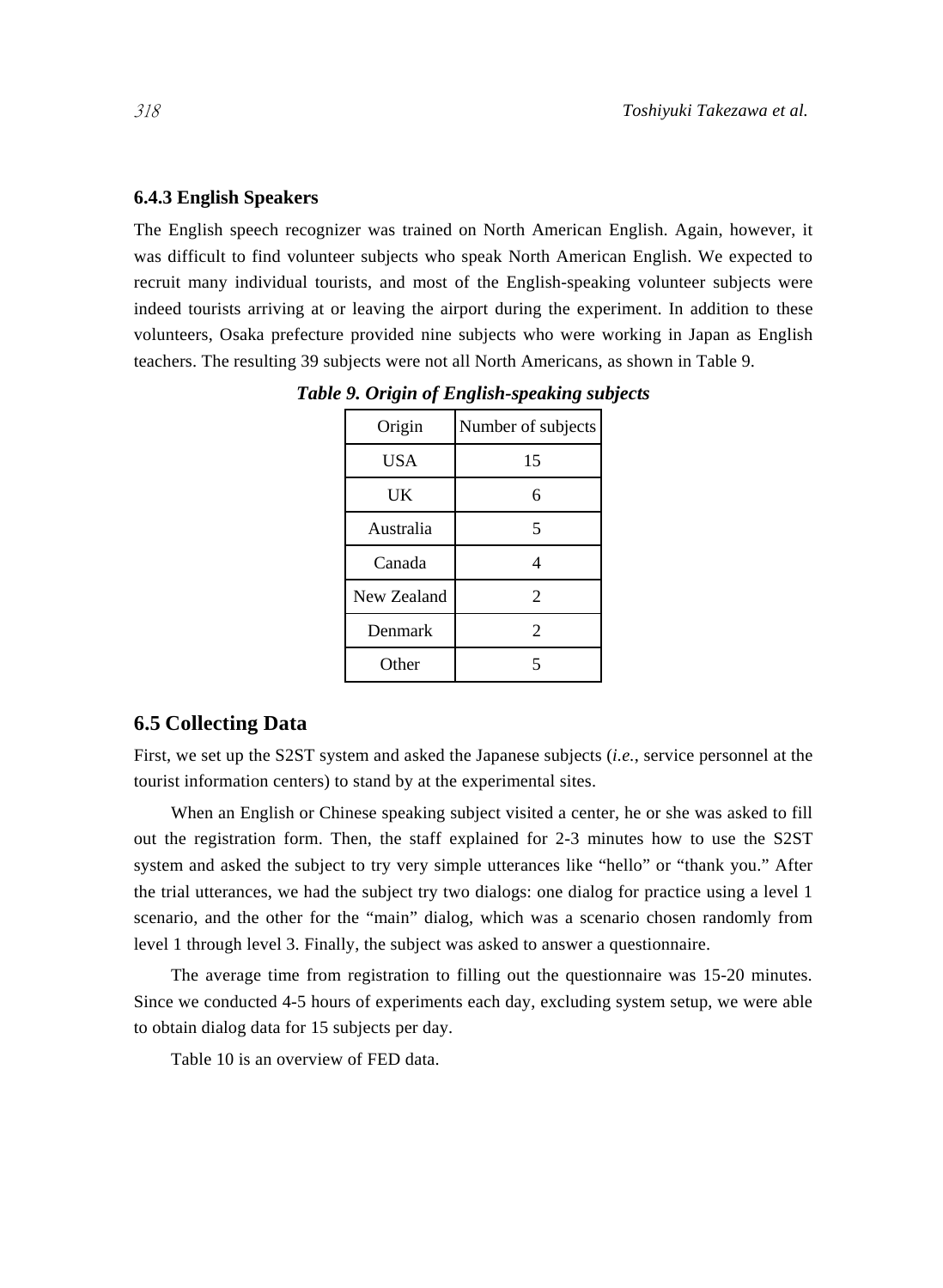### 6.4.3 English Speakers

The English speech recognizer was trained on North American English. Again, however, it was difficult to find volunteer subjects who speak North American English. We expected to recruit many individual tourists, and most of the English-speaking volunteer subjects were indeed tourists arriving at or leaving the airport during the experiment. In addition to these volunteers, Osaka prefecture provided nine subjects who were working in Japan as English teachers. The resulting 39 subjects were not all North Americans, as shown in Table 9.

***Table 9. Origin of English-speaking subjects***

| Origin | Number of subjects |
| --- | --- |
| USA | 15 |
| UK | 6 |
| Australia | 5 |
| Canada | 4 |
| New Zealand | 2 |
| Denmark | 2 |
| Other | 5 |

## 6.5 Collecting Data

First, we set up the S2ST system and asked the Japanese subjects (*i.e.*, service personnel at the tourist information centers) to stand by at the experimental sites.

When an English or Chinese speaking subject visited a center, he or she was asked to fill out the registration form. Then, the staff explained for 2-3 minutes how to use the S2ST system and asked the subject to try very simple utterances like "hello" or "thank you." After the trial utterances, we had the subject try two dialogs: one dialog for practice using a level 1 scenario, and the other for the "main" dialog, which was a scenario chosen randomly from level 1 through level 3. Finally, the subject was asked to answer a questionnaire.

The average time from registration to filling out the questionnaire was 15-20 minutes. Since we conducted 4-5 hours of experiments each day, excluding system setup, we were able to obtain dialog data for 15 subjects per day.

Table 10 is an overview of FED data.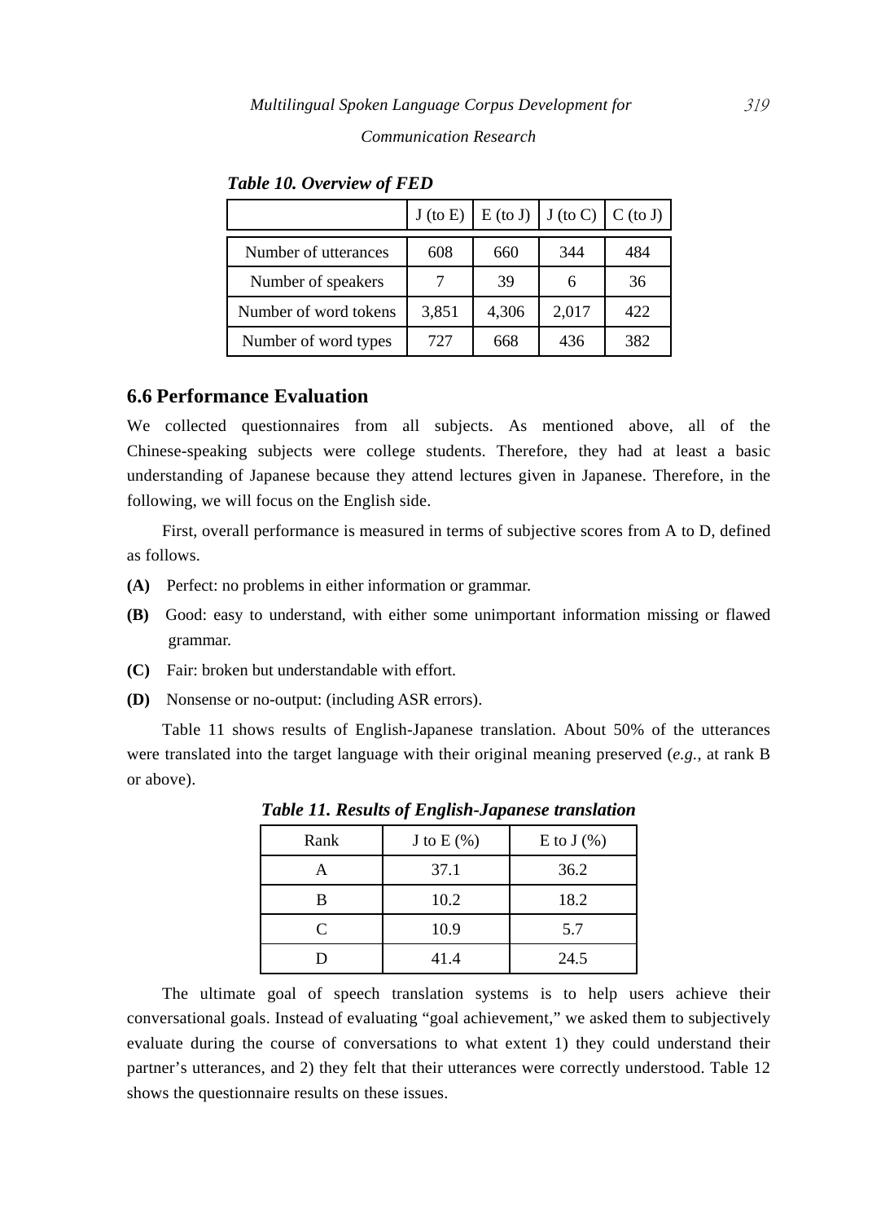*Table 10. Overview of FED*

| | J (to E) | E (to J) | J (to C) | C (to J) |
|---|---|---|---|---|
| Number of utterances | 608 | 660 | 344 | 484 |
| Number of speakers | 7 | 39 | 6 | 36 |
| Number of word tokens | 3,851 | 4,306 | 2,017 | 422 |
| Number of word types | 727 | 668 | 436 | 382 |

## 6.6 Performance Evaluation

We collected questionnaires from all subjects. As mentioned above, all of the Chinese-speaking subjects were college students. Therefore, they had at least a basic understanding of Japanese because they attend lectures given in Japanese. Therefore, in the following, we will focus on the English side.

First, overall performance is measured in terms of subjective scores from A to D, defined as follows.

**(A)** Perfect: no problems in either information or grammar.

**(B)** Good: easy to understand, with either some unimportant information missing or flawed grammar.

**(C)** Fair: broken but understandable with effort.

**(D)** Nonsense or no-output: (including ASR errors).

Table 11 shows results of English-Japanese translation. About 50% of the utterances were translated into the target language with their original meaning preserved (*e.g.*, at rank B or above).

*Table 11. Results of English-Japanese translation*

| Rank | J to E (%) | E to J (%) |
|---|---|---|
| A | 37.1 | 36.2 |
| B | 10.2 | 18.2 |
| C | 10.9 | 5.7 |
| D | 41.4 | 24.5 |

The ultimate goal of speech translation systems is to help users achieve their conversational goals. Instead of evaluating "goal achievement," we asked them to subjectively evaluate during the course of conversations to what extent 1) they could understand their partner's utterances, and 2) they felt that their utterances were correctly understood. Table 12 shows the questionnaire results on these issues.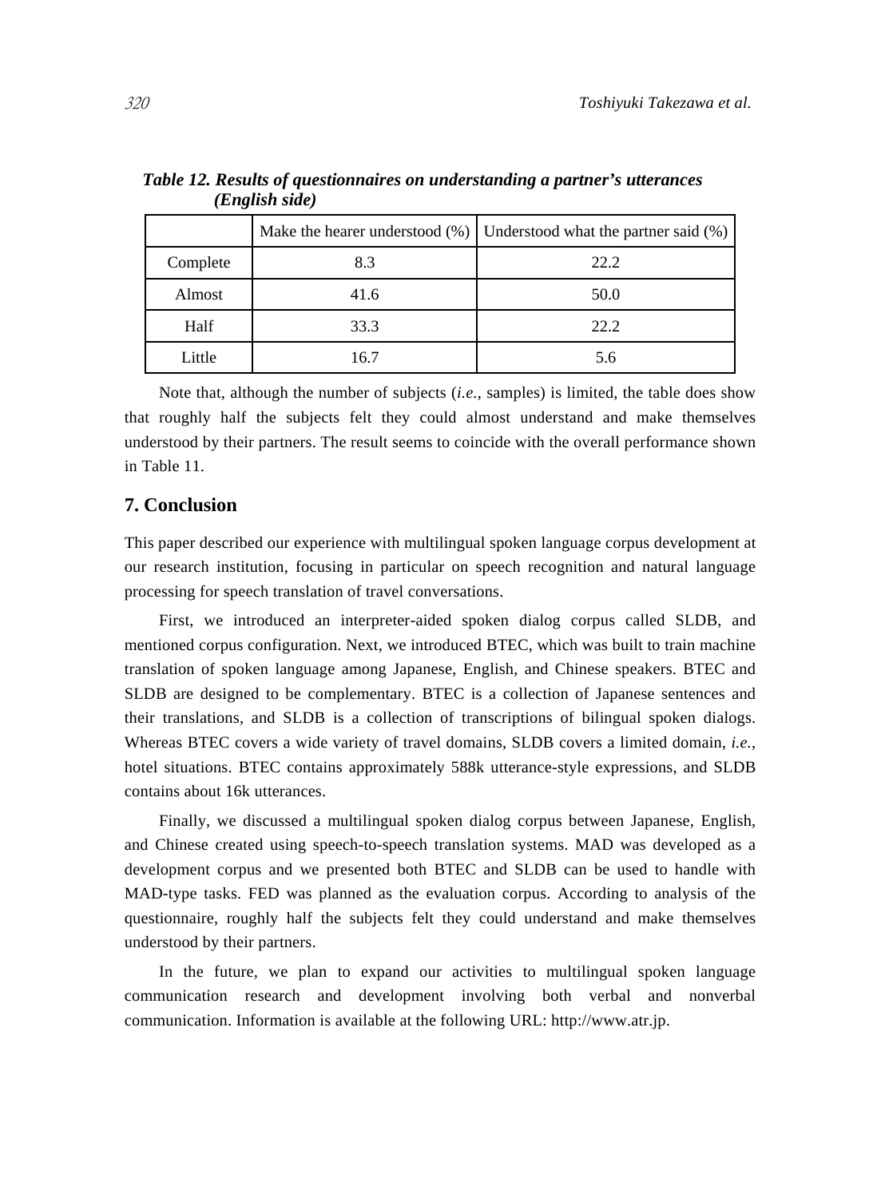*Table 12. Results of questionnaires on understanding a partner's utterances (English side)*

| | Make the hearer understood (%) | Understood what the partner said (%) |
|---|---|---|
| Complete | 8.3 | 22.2 |
| Almost | 41.6 | 50.0 |
| Half | 33.3 | 22.2 |
| Little | 16.7 | 5.6 |

Note that, although the number of subjects (*i.e.*, samples) is limited, the table does show that roughly half the subjects felt they could almost understand and make themselves understood by their partners. The result seems to coincide with the overall performance shown in Table 11.

## 7. Conclusion

This paper described our experience with multilingual spoken language corpus development at our research institution, focusing in particular on speech recognition and natural language processing for speech translation of travel conversations.

First, we introduced an interpreter-aided spoken dialog corpus called SLDB, and mentioned corpus configuration. Next, we introduced BTEC, which was built to train machine translation of spoken language among Japanese, English, and Chinese speakers. BTEC and SLDB are designed to be complementary. BTEC is a collection of Japanese sentences and their translations, and SLDB is a collection of transcriptions of bilingual spoken dialogs. Whereas BTEC covers a wide variety of travel domains, SLDB covers a limited domain, *i.e.*, hotel situations. BTEC contains approximately 588k utterance-style expressions, and SLDB contains about 16k utterances.

Finally, we discussed a multilingual spoken dialog corpus between Japanese, English, and Chinese created using speech-to-speech translation systems. MAD was developed as a development corpus and we presented both BTEC and SLDB can be used to handle with MAD-type tasks. FED was planned as the evaluation corpus. According to analysis of the questionnaire, roughly half the subjects felt they could understand and make themselves understood by their partners.

In the future, we plan to expand our activities to multilingual spoken language communication research and development involving both verbal and nonverbal communication. Information is available at the following URL: http://www.atr.jp.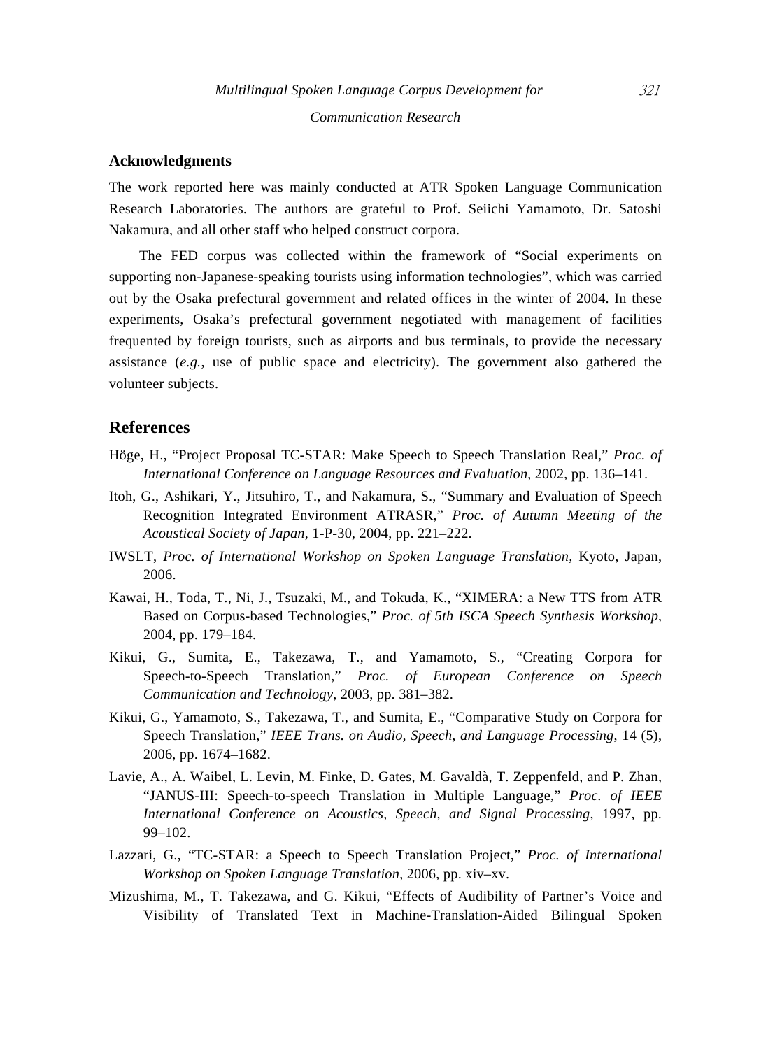## Acknowledgments

The work reported here was mainly conducted at ATR Spoken Language Communication Research Laboratories. The authors are grateful to Prof. Seiichi Yamamoto, Dr. Satoshi Nakamura, and all other staff who helped construct corpora.

The FED corpus was collected within the framework of "Social experiments on supporting non-Japanese-speaking tourists using information technologies", which was carried out by the Osaka prefectural government and related offices in the winter of 2004. In these experiments, Osaka's prefectural government negotiated with management of facilities frequented by foreign tourists, such as airports and bus terminals, to provide the necessary assistance (*e.g.*, use of public space and electricity). The government also gathered the volunteer subjects.

## References

Höge, H., "Project Proposal TC-STAR: Make Speech to Speech Translation Real," *Proc. of International Conference on Language Resources and Evaluation*, 2002, pp. 136–141.

Itoh, G., Ashikari, Y., Jitsuhiro, T., and Nakamura, S., "Summary and Evaluation of Speech Recognition Integrated Environment ATRASR," *Proc. of Autumn Meeting of the Acoustical Society of Japan*, 1-P-30, 2004, pp. 221–222.

IWSLT, *Proc. of International Workshop on Spoken Language Translation*, Kyoto, Japan, 2006.

Kawai, H., Toda, T., Ni, J., Tsuzaki, M., and Tokuda, K., "XIMERA: a New TTS from ATR Based on Corpus-based Technologies," *Proc. of 5th ISCA Speech Synthesis Workshop*, 2004, pp. 179–184.

Kikui, G., Sumita, E., Takezawa, T., and Yamamoto, S., "Creating Corpora for Speech-to-Speech Translation," *Proc. of European Conference on Speech Communication and Technology*, 2003, pp. 381–382.

Kikui, G., Yamamoto, S., Takezawa, T., and Sumita, E., "Comparative Study on Corpora for Speech Translation," *IEEE Trans. on Audio, Speech, and Language Processing*, 14 (5), 2006, pp. 1674–1682.

Lavie, A., A. Waibel, L. Levin, M. Finke, D. Gates, M. Gavaldà, T. Zeppenfeld, and P. Zhan, "JANUS-III: Speech-to-speech Translation in Multiple Language," *Proc. of IEEE International Conference on Acoustics, Speech, and Signal Processing*, 1997, pp. 99–102.

Lazzari, G., "TC-STAR: a Speech to Speech Translation Project," *Proc. of International Workshop on Spoken Language Translation*, 2006, pp. xiv–xv.

Mizushima, M., T. Takezawa, and G. Kikui, "Effects of Audibility of Partner's Voice and Visibility of Translated Text in Machine-Translation-Aided Bilingual Spoken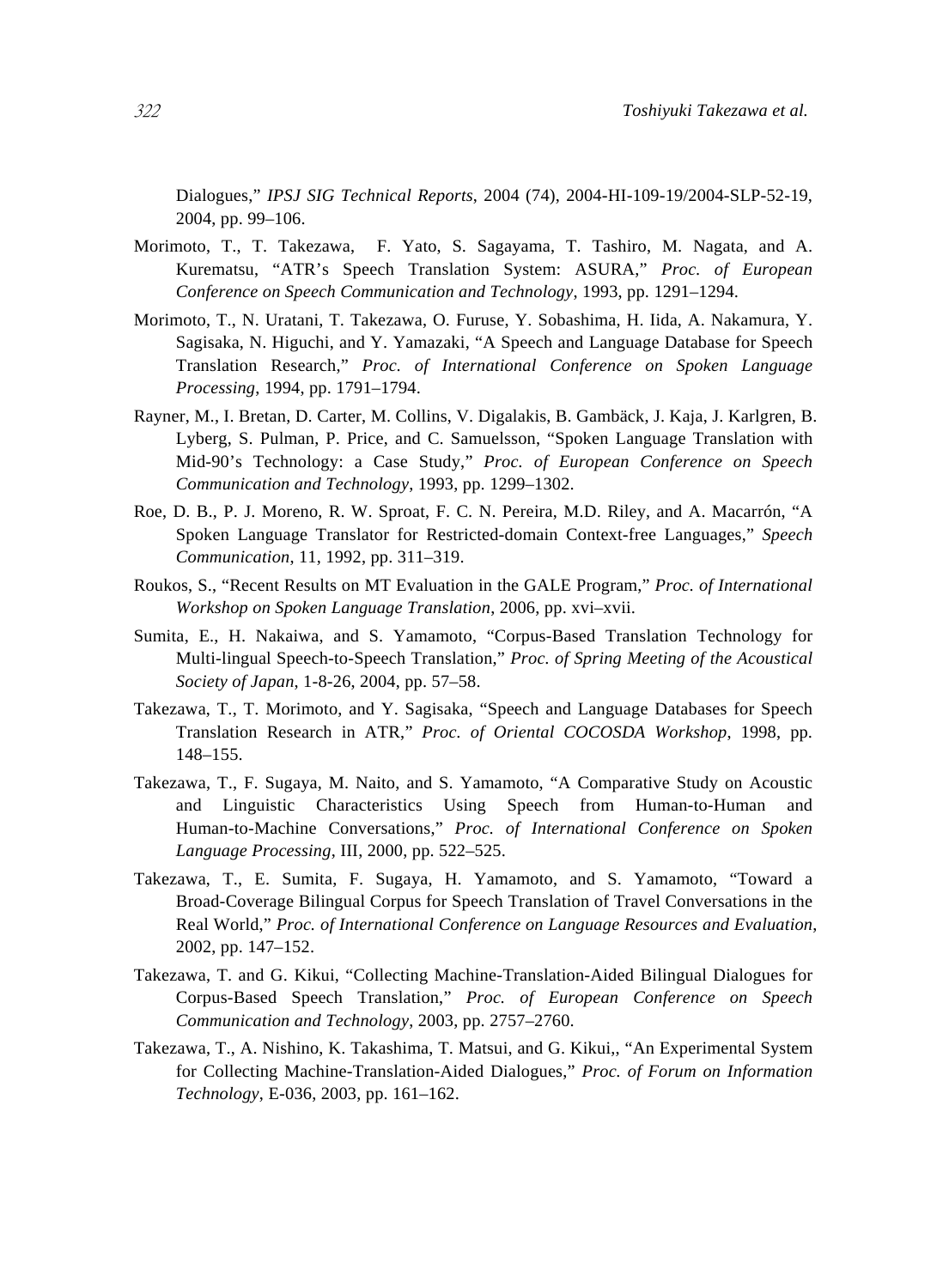Dialogues," *IPSJ SIG Technical Reports*, 2004 (74), 2004-HI-109-19/2004-SLP-52-19, 2004, pp. 99–106.

Morimoto, T., T. Takezawa, F. Yato, S. Sagayama, T. Tashiro, M. Nagata, and A. Kurematsu, "ATR's Speech Translation System: ASURA," *Proc. of European Conference on Speech Communication and Technology*, 1993, pp. 1291–1294.

Morimoto, T., N. Uratani, T. Takezawa, O. Furuse, Y. Sobashima, H. Iida, A. Nakamura, Y. Sagisaka, N. Higuchi, and Y. Yamazaki, "A Speech and Language Database for Speech Translation Research," *Proc. of International Conference on Spoken Language Processing*, 1994, pp. 1791–1794.

Rayner, M., I. Bretan, D. Carter, M. Collins, V. Digalakis, B. Gambäck, J. Kaja, J. Karlgren, B. Lyberg, S. Pulman, P. Price, and C. Samuelsson, "Spoken Language Translation with Mid-90's Technology: a Case Study," *Proc. of European Conference on Speech Communication and Technology*, 1993, pp. 1299–1302.

Roe, D. B., P. J. Moreno, R. W. Sproat, F. C. N. Pereira, M.D. Riley, and A. Macarrón, "A Spoken Language Translator for Restricted-domain Context-free Languages," *Speech Communication*, 11, 1992, pp. 311–319.

Roukos, S., "Recent Results on MT Evaluation in the GALE Program," *Proc. of International Workshop on Spoken Language Translation*, 2006, pp. xvi–xvii.

Sumita, E., H. Nakaiwa, and S. Yamamoto, "Corpus-Based Translation Technology for Multi-lingual Speech-to-Speech Translation," *Proc. of Spring Meeting of the Acoustical Society of Japan*, 1-8-26, 2004, pp. 57–58.

Takezawa, T., T. Morimoto, and Y. Sagisaka, "Speech and Language Databases for Speech Translation Research in ATR," *Proc. of Oriental COCOSDA Workshop*, 1998, pp. 148–155.

Takezawa, T., F. Sugaya, M. Naito, and S. Yamamoto, "A Comparative Study on Acoustic and Linguistic Characteristics Using Speech from Human-to-Human and Human-to-Machine Conversations," *Proc. of International Conference on Spoken Language Processing*, III, 2000, pp. 522–525.

Takezawa, T., E. Sumita, F. Sugaya, H. Yamamoto, and S. Yamamoto, "Toward a Broad-Coverage Bilingual Corpus for Speech Translation of Travel Conversations in the Real World," *Proc. of International Conference on Language Resources and Evaluation*, 2002, pp. 147–152.

Takezawa, T. and G. Kikui, "Collecting Machine-Translation-Aided Bilingual Dialogues for Corpus-Based Speech Translation," *Proc. of European Conference on Speech Communication and Technology*, 2003, pp. 2757–2760.

Takezawa, T., A. Nishino, K. Takashima, T. Matsui, and G. Kikui,, "An Experimental System for Collecting Machine-Translation-Aided Dialogues," *Proc. of Forum on Information Technology*, E-036, 2003, pp. 161–162.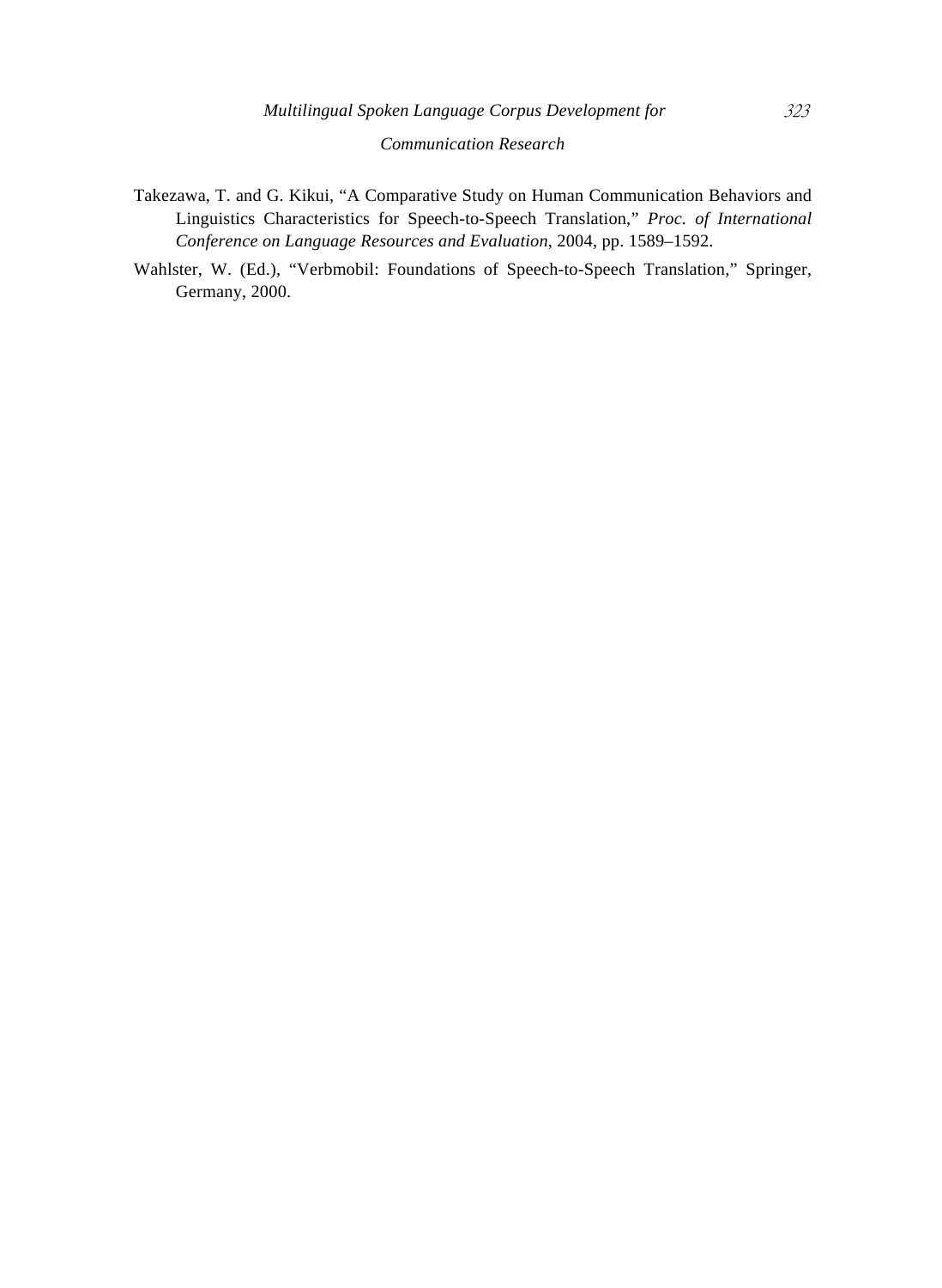Takezawa, T. and G. Kikui, "A Comparative Study on Human Communication Behaviors and Linguistics Characteristics for Speech-to-Speech Translation," *Proc. of International Conference on Language Resources and Evaluation*, 2004, pp. 1589–1592.

Wahlster, W. (Ed.), "Verbmobil: Foundations of Speech-to-Speech Translation," Springer, Germany, 2000.